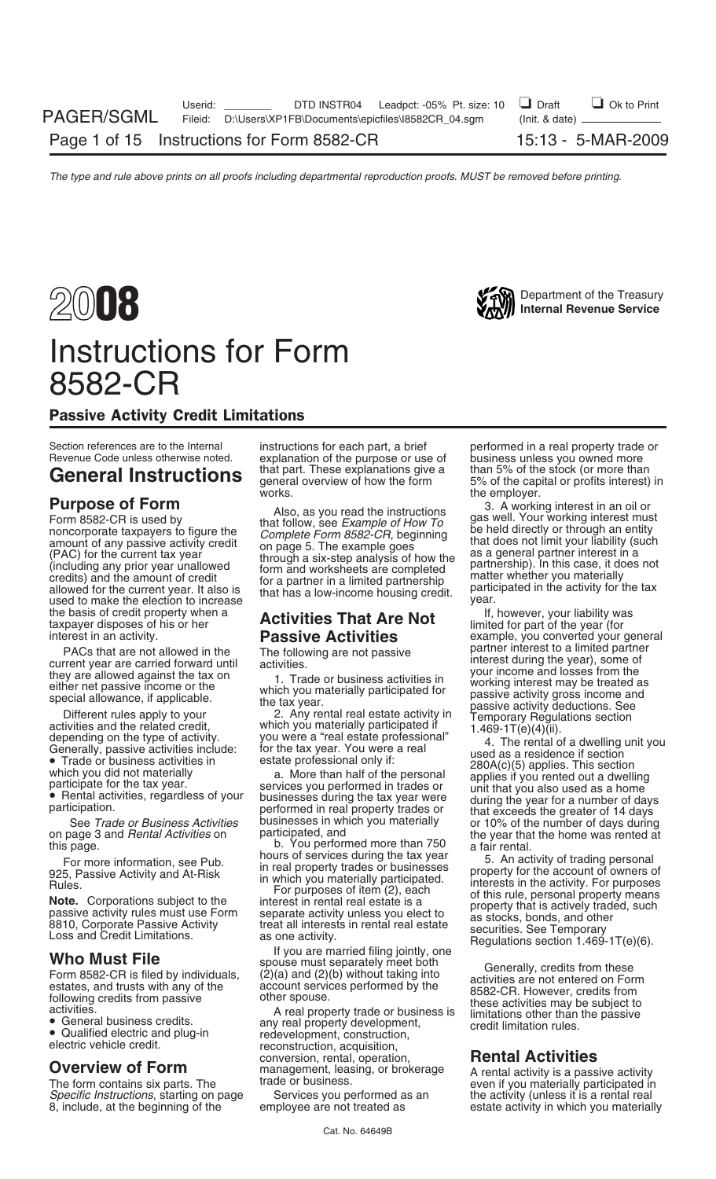# 2008 Instructions for Form 8582-CR

Department of the Treasury
**Internal Revenue Service**

## Passive Activity Credit Limitations

Section references are to the Internal Revenue Code unless otherwise noted.

# General Instructions

## Purpose of Form

Form 8582-CR is used by noncorporate taxpayers to figure the amount of any passive activity credit (PAC) for the current tax year (including any prior year unallowed credits) and the amount of credit allowed for the current year. It also is used to make the election to increase the basis of credit property when a taxpayer disposes of his or her interest in an activity.

PACs that are not allowed in the current year are carried forward until they are allowed against the tax on either net passive income or the special allowance, if applicable.

Different rules apply to your activities and the related credit, depending on the type of activity. Generally, passive activities include:

- Trade or business activities in which you did not materially participate for the tax year.
- Rental activities, regardless of your participation.

See *Trade or Business Activities* on page 3 and *Rental Activities* on this page.

For more information, see Pub. 925, Passive Activity and At-Risk Rules.

**Note.** Corporations subject to the passive activity rules must use Form 8810, Corporate Passive Activity Loss and Credit Limitations.

## Who Must File

Form 8582-CR is filed by individuals, estates, and trusts with any of the following credits from passive activities.

- General business credits.
- Qualified electric and plug-in electric vehicle credit.

## Overview of Form

The form contains six parts. The *Specific Instructions,* starting on page 8, include, at the beginning of the instructions for each part, a brief explanation of the purpose or use of that part. These explanations give a general overview of how the form works.

Also, as you read the instructions that follow, see *Example of How To Complete Form 8582-CR,* beginning on page 5. The example goes through a six-step analysis of how the form and worksheets are completed for a partner in a limited partnership that has a low-income housing credit.

## Activities That Are Not Passive Activities

The following are not passive activities.

1. Trade or business activities in which you materially participated for the tax year.

2. Any rental real estate activity in which you materially participated if you were a "real estate professional" for the tax year. You were a real estate professional only if:

a. More than half of the personal services you performed in trades or businesses during the tax year were performed in real property trades or businesses in which you materially participated, and

b. You performed more than 750 hours of services during the tax year in real property trades or businesses in which you materially participated.

For purposes of item (2), each interest in rental real estate is a separate activity unless you elect to treat all interests in rental real estate as one activity.

If you are married filing jointly, one spouse must separately meet both (2)(a) and (2)(b) without taking into account services performed by the other spouse.

A real property trade or business is any real property development, redevelopment, construction, reconstruction, acquisition, conversion, rental, operation, management, leasing, or brokerage trade or business.

Services you performed as an employee are not treated as performed in a real property trade or business unless you owned more than 5% of the stock (or more than 5% of the capital or profits interest) in the employer.

3. A working interest in an oil or gas well. Your working interest must be held directly or through an entity that does not limit your liability (such as a general partner interest in a partnership). In this case, it does not matter whether you materially participated in the activity for the tax year.

If, however, your liability was limited for part of the year (for example, you converted your general partner interest to a limited partner interest during the year), some of your income and losses from the working interest may be treated as passive activity gross income and passive activity deductions. See Temporary Regulations section 1.469-1T(e)(4)(ii).

4. The rental of a dwelling unit you used as a residence if section 280A(c)(5) applies. This section applies if you rented out a dwelling unit that you also used as a home during the year for a number of days that exceeds the greater of 14 days or 10% of the number of days during the year that the home was rented at a fair rental.

5. An activity of trading personal property for the account of owners of interests in the activity. For purposes of this rule, personal property means property that is actively traded, such as stocks, bonds, and other securities. See Temporary Regulations section 1.469-1T(e)(6).

Generally, credits from these activities are not entered on Form 8582-CR. However, credits from these activities may be subject to limitations other than the passive credit limitation rules.

## Rental Activities

A rental activity is a passive activity even if you materially participated in the activity (unless it is a rental real estate activity in which you materially

Cat. No. 64649B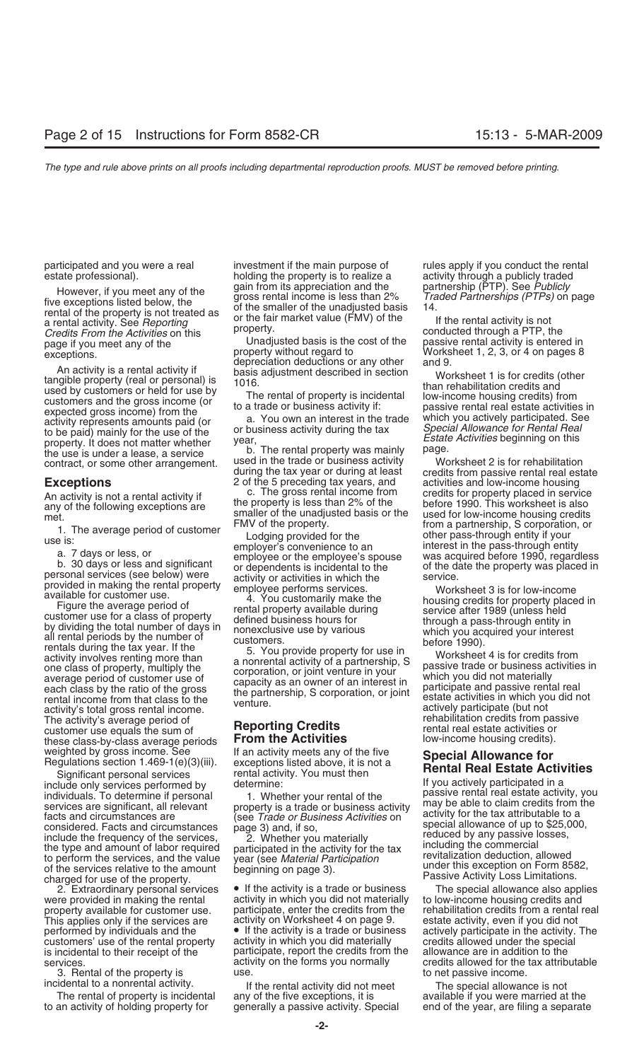participated and you were a real estate professional).

However, if you meet any of the five exceptions listed below, the rental of the property is not treated as a rental activity. See *Reporting Credits From the Activities* on this page if you meet any of the exceptions.

An activity is a rental activity if tangible property (real or personal) is used by customers or held for use by customers and the gross income (or expected gross income) from the activity represents amounts paid (or to be paid) mainly for the use of the property. It does not matter whether the use is under a lease, a service contract, or some other arrangement.

## Exceptions

An activity is not a rental activity if any of the following exceptions are met.

1. The average period of customer use is:

a. 7 days or less, or

b. 30 days or less and significant personal services (see below) were provided in making the rental property available for customer use.

Figure the average period of customer use for a class of property by dividing the total number of days in all rental periods by the number of rentals during the tax year. If the activity involves renting more than one class of property, multiply the average period of customer use of each class by the ratio of the gross rental income from that class to the activity's total gross rental income. The activity's average period of customer use equals the sum of these class-by-class average periods weighted by gross income. See Regulations section 1.469-1(e)(3)(iii).

Significant personal services include only services performed by individuals. To determine if personal services are significant, all relevant facts and circumstances are considered. Facts and circumstances include the frequency of the services, the type and amount of labor required to perform the services, and the value of the services relative to the amount charged for use of the property.

2. Extraordinary personal services were provided in making the rental property available for customer use. This applies only if the services are performed by individuals and the customers' use of the rental property is incidental to their receipt of the services.

3. Rental of the property is incidental to a nonrental activity.

The rental of property is incidental to an activity of holding property for investment if the main purpose of holding the property is to realize a gain from its appreciation and the gross rental income is less than 2% of the smaller of the unadjusted basis or the fair market value (FMV) of the property.

Unadjusted basis is the cost of the property without regard to depreciation deductions or any other basis adjustment described in section 1016.

The rental of property is incidental to a trade or business activity if:

a. You own an interest in the trade or business activity during the tax year,

b. The rental property was mainly used in the trade or business activity during the tax year or during at least 2 of the 5 preceding tax years, and

c. The gross rental income from the property is less than 2% of the smaller of the unadjusted basis or the FMV of the property.

Lodging provided for the employer's convenience to an employee or the employee's spouse or dependents is incidental to the activity or activities in which the employee performs services.

4. You customarily make the rental property available during defined business hours for nonexclusive use by various customers.

5. You provide property for use in a nonrental activity of a partnership, S corporation, or joint venture in your capacity as an owner of an interest in the partnership, S corporation, or joint venture.

## Reporting Credits From the Activities

If an activity meets any of the five exceptions listed above, it is not a rental activity. You must then determine:

1. Whether your rental of the property is a trade or business activity (see *Trade or Business Activities* on page 3) and, if so,

2. Whether you materially participated in the activity for the tax year (see *Material Participation* beginning on page 3).

- If the activity is a trade or business activity in which you did not materially participate, enter the credits from the activity on Worksheet 4 on page 9.
- If the activity is a trade or business activity in which you did materially participate, report the credits from the activity on the forms you normally use.

If the rental activity did not meet any of the five exceptions, it is generally a passive activity. Special rules apply if you conduct the rental activity through a publicly traded partnership (PTP). See *Publicly Traded Partnerships (PTPs)* on page 14.

If the rental activity is not conducted through a PTP, the passive rental activity is entered in Worksheet 1, 2, 3, or 4 on pages 8 and 9.

Worksheet 1 is for credits (other than rehabilitation credits and low-income housing credits) from passive rental real estate activities in which you actively participated. See *Special Allowance for Rental Real Estate Activities* beginning on this page.

Worksheet 2 is for rehabilitation credits from passive rental real estate activities and low-income housing credits for property placed in service before 1990. This worksheet is also used for low-income housing credits from a partnership, S corporation, or other pass-through entity if your interest in the pass-through entity was acquired before 1990, regardless of the date the property was placed in service.

Worksheet 3 is for low-income housing credits for property placed in service after 1989 (unless held through a pass-through entity in which you acquired your interest before 1990).

Worksheet 4 is for credits from passive trade or business activities in which you did not materially participate and passive rental real estate activities in which you did not actively participate (but not rehabilitation credits from passive rental real estate activities or low-income housing credits).

## Special Allowance for Rental Real Estate Activities

If you actively participated in a passive rental real estate activity, you may be able to claim credits from the activity for the tax attributable to a special allowance of up to $25,000, reduced by any passive losses, including the commercial revitalization deduction, allowed under this exception on Form 8582, Passive Activity Loss Limitations.

The special allowance also applies to low-income housing credits and rehabilitation credits from a rental real estate activity, even if you did not actively participate in the activity. The credits allowed under the special allowance are in addition to the credits allowed for the tax attributable to net passive income.

The special allowance is not available if you were married at the end of the year, are filing a separate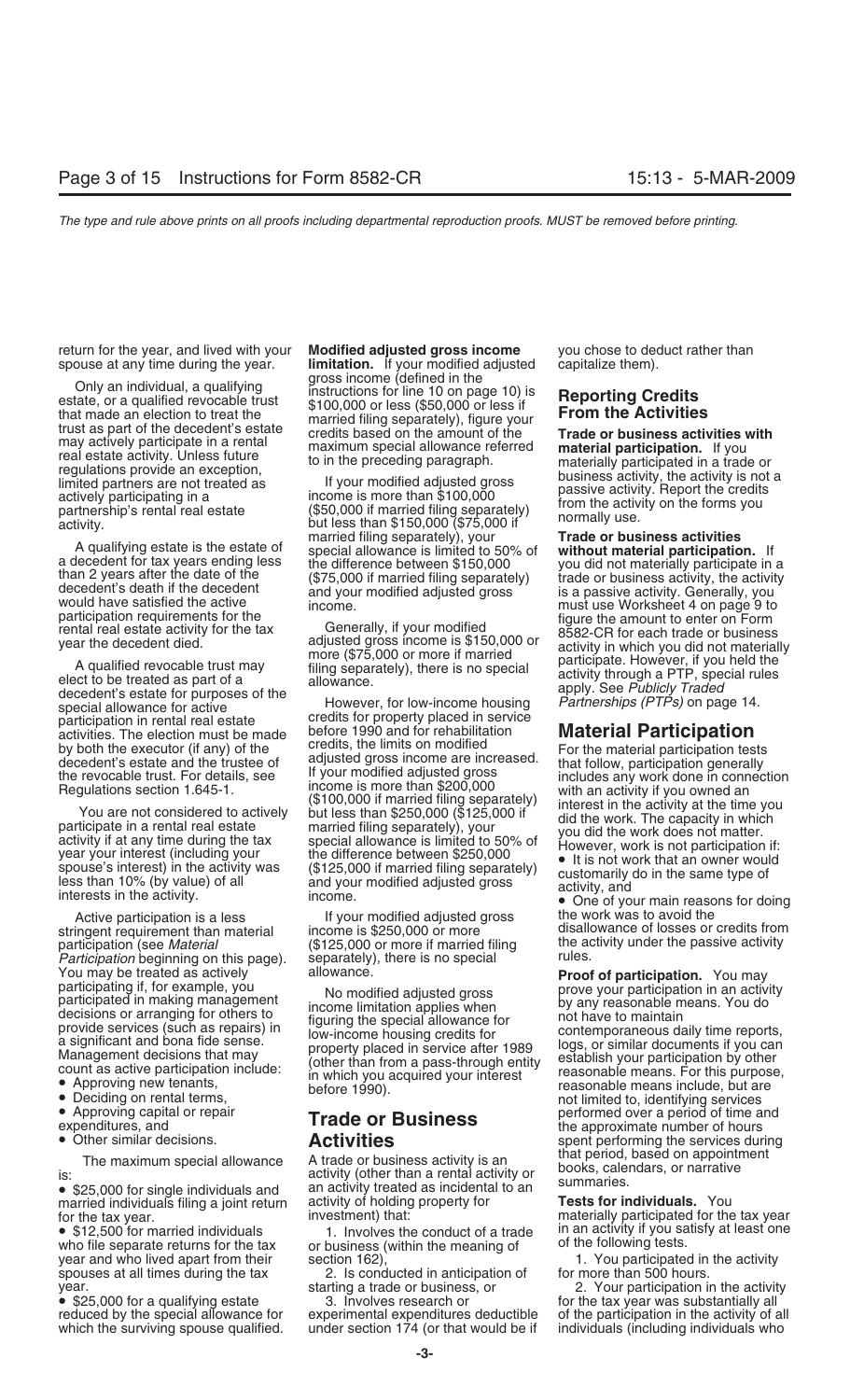return for the year, and lived with your spouse at any time during the year.

Only an individual, a qualifying estate, or a qualified revocable trust that made an election to treat the trust as part of the decedent's estate may actively participate in a rental real estate activity. Unless future regulations provide an exception, limited partners are not treated as actively participating in a partnership's rental real estate activity.

A qualifying estate is the estate of a decedent for tax years ending less than 2 years after the date of the decedent's death if the decedent would have satisfied the active participation requirements for the rental real estate activity for the tax year the decedent died.

A qualified revocable trust may elect to be treated as part of a decedent's estate for purposes of the special allowance for active participation in rental real estate activities. The election must be made by both the executor (if any) of the decedent's estate and the trustee of the revocable trust. For details, see Regulations section 1.645-1.

You are not considered to actively participate in a rental real estate activity if at any time during the tax year your interest (including your spouse's interest) in the activity was less than 10% (by value) of all interests in the activity.

Active participation is a less stringent requirement than material participation (see *Material Participation* beginning on this page). You may be treated as actively participating if, for example, you participated in making management decisions or arranging for others to provide services (such as repairs) in a significant and bona fide sense. Management decisions that may count as active participation include:

- Approving new tenants,
- Deciding on rental terms,
- Approving capital or repair expenditures, and
- Other similar decisions.

The maximum special allowance is:

- $25,000 for single individuals and married individuals filing a joint return for the tax year.
- $12,500 for married individuals who file separate returns for the tax year and who lived apart from their spouses at all times during the tax year.
- $25,000 for a qualifying estate reduced by the special allowance for which the surviving spouse qualified.

**Modified adjusted gross income limitation.** If your modified adjusted gross income (defined in the instructions for line 10 on page 10) is $100,000 or less ($50,000 or less if married filing separately), figure your credits based on the amount of the maximum special allowance referred to in the preceding paragraph.

If your modified adjusted gross income is more than $100,000 ($50,000 if married filing separately) but less than $150,000 ($75,000 if married filing separately), your special allowance is limited to 50% of the difference between $150,000 ($75,000 if married filing separately) and your modified adjusted gross income.

Generally, if your modified adjusted gross income is $150,000 or more ($75,000 or more if married filing separately), there is no special allowance.

However, for low-income housing credits for property placed in service before 1990 and for rehabilitation credits, the limits on modified adjusted gross income are increased. If your modified adjusted gross income is more than $200,000 ($100,000 if married filing separately) but less than $250,000 ($125,000 if married filing separately), your special allowance is limited to 50% of the difference between $250,000 ($125,000 if married filing separately) and your modified adjusted gross income.

If your modified adjusted gross income is $250,000 or more ($125,000 or more if married filing separately), there is no special allowance.

No modified adjusted gross income limitation applies when figuring the special allowance for low-income housing credits for property placed in service after 1989 (other than from a pass-through entity in which you acquired your interest before 1990).

## Trade or Business Activities

A trade or business activity is an activity (other than a rental activity or an activity treated as incidental to an activity of holding property for investment) that:

1. Involves the conduct of a trade or business (within the meaning of section 162),
2. Is conducted in anticipation of starting a trade or business, or
3. Involves research or experimental expenditures deductible under section 174 (or that would be if you chose to deduct rather than capitalize them).

## Reporting Credits From the Activities

**Trade or business activities with material participation.** If you materially participated in a trade or business activity, the activity is not a passive activity. Report the credits from the activity on the forms you normally use.

**Trade or business activities without material participation.** If you did not materially participate in a trade or business activity, the activity is a passive activity. Generally, you must use Worksheet 4 on page 9 to figure the amount to enter on Form 8582-CR for each trade or business activity in which you did not materially participate. However, if you held the activity through a PTP, special rules apply. See *Publicly Traded Partnerships (PTPs)* on page 14.

## Material Participation

For the material participation tests that follow, participation generally includes any work done in connection with an activity if you owned an interest in the activity at the time you did the work. The capacity in which you did the work does not matter. However, work is not participation if:

- It is not work that an owner would customarily do in the same type of activity, and
- One of your main reasons for doing the work was to avoid the disallowance of losses or credits from the activity under the passive activity rules.

**Proof of participation.** You may prove your participation in an activity by any reasonable means. You do not have to maintain contemporaneous daily time reports, logs, or similar documents if you can establish your participation by other reasonable means. For this purpose, reasonable means include, but are not limited to, identifying services performed over a period of time and the approximate number of hours spent performing the services during that period, based on appointment books, calendars, or narrative summaries.

**Tests for individuals.** You materially participated for the tax year in an activity if you satisfy at least one of the following tests.

1. You participated in the activity for more than 500 hours.
2. Your participation in the activity for the tax year was substantially all of the participation in the activity of all individuals (including individuals who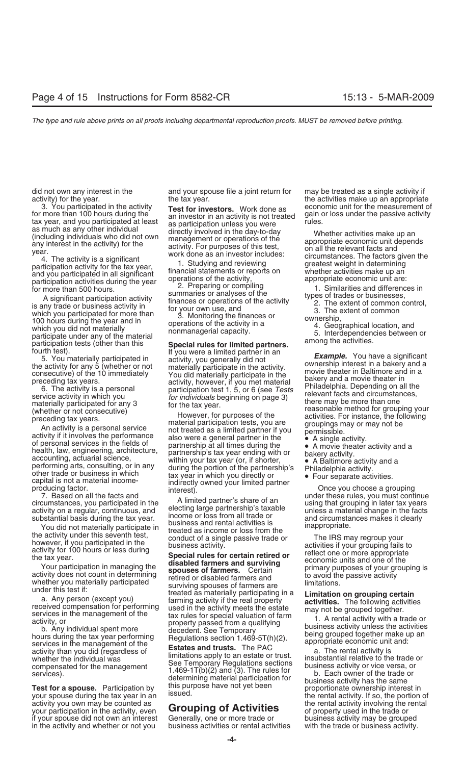did not own any interest in the activity) for the year.

3. You participated in the activity for more than 100 hours during the tax year, and you participated at least as much as any other individual (including individuals who did not own any interest in the activity) for the year.

4. The activity is a significant participation activity for the tax year, and you participated in all significant participation activities during the year for more than 500 hours.

A significant participation activity is any trade or business activity in which you participated for more than 100 hours during the year and in which you did not materially participate under any of the material participation tests (other than this fourth test).

5. You materially participated in the activity for any 5 (whether or not consecutive) of the 10 immediately preceding tax years.

6. The activity is a personal service activity in which you materially participated for any 3 (whether or not consecutive) preceding tax years.

An activity is a personal service activity if it involves the performance of personal services in the fields of health, law, engineering, architecture, accounting, actuarial science, performing arts, consulting, or in any other trade or business in which capital is not a material income-producing factor.

7. Based on all the facts and circumstances, you participated in the activity on a regular, continuous, and substantial basis during the tax year.

You did not materially participate in the activity under this seventh test, however, if you participated in the activity for 100 hours or less during the tax year.

Your participation in managing the activity does not count in determining whether you materially participated under this test if:

a. Any person (except you) received compensation for performing services in the management of the activity, or

b. Any individual spent more hours during the tax year performing services in the management of the activity than you did (regardless of whether the individual was compensated for the management services).

**Test for a spouse.** Participation by your spouse during the tax year in an activity you own may be counted as your participation in the activity, even if your spouse did not own an interest in the activity and whether or not you and your spouse file a joint return for the tax year.

**Test for investors.** Work done as an investor in an activity is not treated as participation unless you were directly involved in the day-to-day management or operations of the activity. For purposes of this test, work done as an investor includes:

1. Studying and reviewing financial statements or reports on operations of the activity,
2. Preparing or compiling summaries or analyses of the finances or operations of the activity for your own use, and
3. Monitoring the finances or operations of the activity in a nonmanagerial capacity.

**Special rules for limited partners.** If you were a limited partner in an activity, you generally did not materially participate in the activity. You did materially participate in the activity, however, if you met material participation test 1, 5, or 6 (see *Tests for individuals* beginning on page 3) for the tax year.

However, for purposes of the material participation tests, you are not treated as a limited partner if you also were a general partner in the partnership at all times during the partnership's tax year ending with or within your tax year (or, if shorter, during the portion of the partnership's tax year in which you directly or indirectly owned your limited partner interest).

A limited partner's share of an electing large partnership's taxable income or loss from all trade or business and rental activities is treated as income or loss from the conduct of a single passive trade or business activity.

**Special rules for certain retired or disabled farmers and surviving spouses of farmers.** Certain retired or disabled farmers and surviving spouses of farmers are treated as materially participating in a farming activity if the real property used in the activity meets the estate tax rules for special valuation of farm property passed from a qualifying decedent. See Temporary Regulations section 1.469-5T(h)(2).

**Estates and trusts.** The PAC limitations apply to an estate or trust. See Temporary Regulations sections 1.469-1T(b)(2) and (3). The rules for determining material participation for this purpose have not yet been issued.

## Grouping of Activities

Generally, one or more trade or business activities or rental activities may be treated as a single activity if the activities make up an appropriate economic unit for the measurement of gain or loss under the passive activity rules.

Whether activities make up an appropriate economic unit depends on all the relevant facts and circumstances. The factors given the greatest weight in determining whether activities make up an appropriate economic unit are:

1. Similarities and differences in types of trades or businesses,
2. The extent of common control,
3. The extent of common ownership,
4. Geographical location, and
5. Interdependencies between or among the activities.

***Example.*** You have a significant ownership interest in a bakery and a movie theater in Baltimore and in a bakery and a movie theater in Philadelphia. Depending on all the relevant facts and circumstances, there may be more than one reasonable method for grouping your activities. For instance, the following groupings may or may not be permissible.

- A single activity.
- A movie theater activity and a bakery activity.
- A Baltimore activity and a Philadelphia activity.
- Four separate activities.

Once you choose a grouping under these rules, you must continue using that grouping in later tax years unless a material change in the facts and circumstances makes it clearly inappropriate.

The IRS may regroup your activities if your grouping fails to reflect one or more appropriate economic units and one of the primary purposes of your grouping is to avoid the passive activity limitations.

**Limitation on grouping certain activities.** The following activities may not be grouped together.

1. A rental activity with a trade or business activity unless the activities being grouped together make up an appropriate economic unit and:

a. The rental activity is insubstantial relative to the trade or business activity or vice versa, or

b. Each owner of the trade or business activity has the same proportionate ownership interest in the rental activity. If so, the portion of the rental activity involving the rental of property used in the trade or business activity may be grouped with the trade or business activity.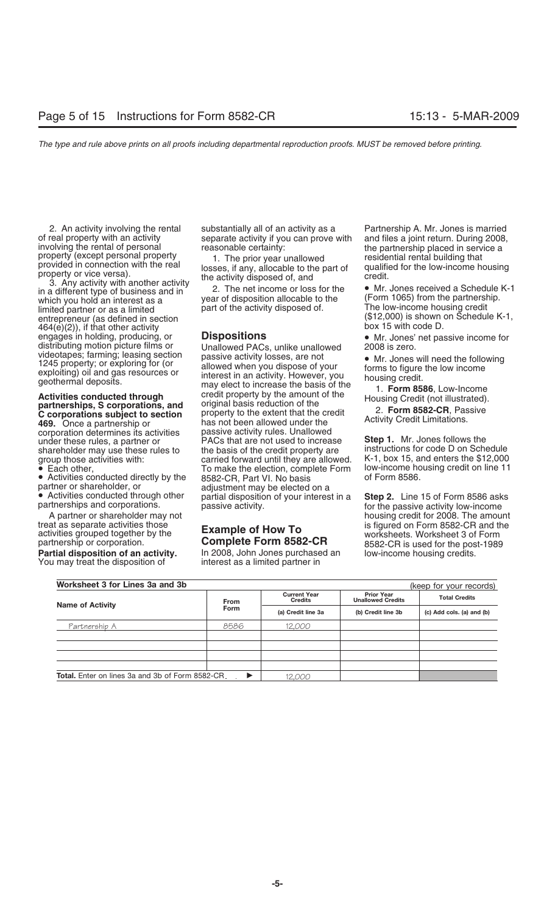2. An activity involving the rental of real property with an activity involving the rental of personal property (except personal property provided in connection with the real property or vice versa).

3. Any activity with another activity in a different type of business and in which you hold an interest as a limited partner or as a limited entrepreneur (as defined in section 464(e)(2)), if that other activity engages in holding, producing, or distributing motion picture films or videotapes; farming; leasing section 1245 property; or exploring for (or exploiting) oil and gas resources or geothermal deposits.

**Activities conducted through partnerships, S corporations, and C corporations subject to section 469.** Once a partnership or corporation determines its activities under these rules, a partner or shareholder may use these rules to group those activities with:

- Each other,
- Activities conducted directly by the partner or shareholder, or
- Activities conducted through other partnerships and corporations.

A partner or shareholder may not treat as separate activities those activities grouped together by the partnership or corporation.

**Partial disposition of an activity.** You may treat the disposition of substantially all of an activity as a separate activity if you can prove with reasonable certainty:

1. The prior year unallowed losses, if any, allocable to the part of the activity disposed of, and

2. The net income or loss for the year of disposition allocable to the part of the activity disposed of.

## Dispositions

Unallowed PACs, unlike unallowed passive activity losses, are not allowed when you dispose of your interest in an activity. However, you may elect to increase the basis of the credit property by the amount of the original basis reduction of the property to the extent that the credit has not been allowed under the passive activity rules. Unallowed PACs that are not used to increase the basis of the credit property are carried forward until they are allowed. To make the election, complete Form 8582-CR, Part VI. No basis adjustment may be elected on a partial disposition of your interest in a passive activity.

## Example of How To Complete Form 8582-CR

In 2008, John Jones purchased an interest as a limited partner in Partnership A. Mr. Jones is married and files a joint return. During 2008, the partnership placed in service a residential rental building that qualified for the low-income housing credit.

- Mr. Jones received a Schedule K-1 (Form 1065) from the partnership. The low-income housing credit ($12,000) is shown on Schedule K-1, box 15 with code D.
- Mr. Jones' net passive income for 2008 is zero.
- Mr. Jones will need the following forms to figure the low income housing credit.

1. **Form 8586**, Low-Income Housing Credit (not illustrated).

2. **Form 8582-CR**, Passive Activity Credit Limitations.

**Step 1.** Mr. Jones follows the instructions for code D on Schedule K-1, box 15, and enters the $12,000 low-income housing credit on line 11 of Form 8586.

**Step 2.** Line 15 of Form 8586 asks for the passive activity low-income housing credit for 2008. The amount is figured on Form 8582-CR and the worksheets. Worksheet 3 of Form 8582-CR is used for the post-1989 low-income housing credits.

**Worksheet 3 for Lines 3a and 3b** (keep for your records)

| Name of Activity | From Form | Current Year Credits | Prior Year Unallowed Credits | Total Credits |
|---|---|---|---|---|
| | | (a) Credit line 3a | (b) Credit line 3b | (c) Add cols. (a) and (b) |
| Partnership A | 8586 | 12,000 | | |
| | | | | |
| | | | | |
| | | | | |
| | | | | |
| **Total.** Enter on lines 3a and 3b of Form 8582-CR. ▶ | | 12,000 | | |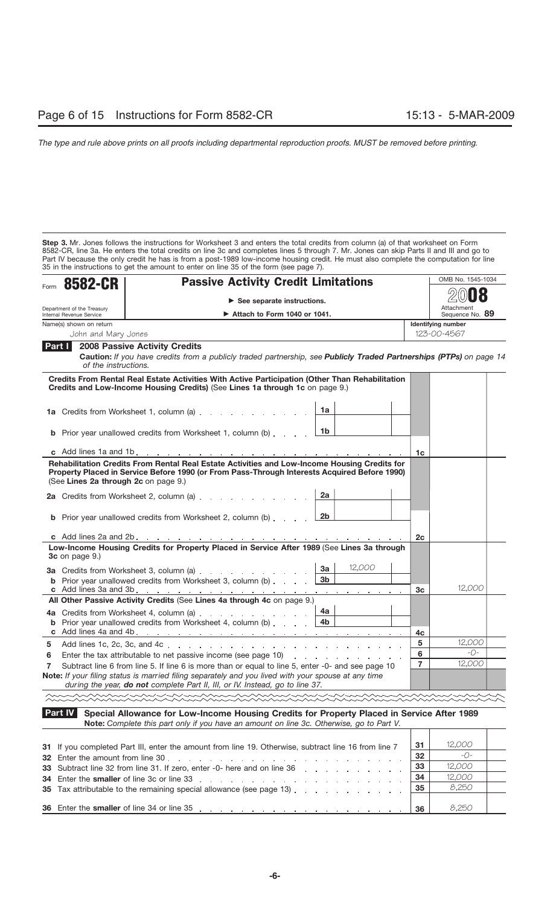*The type and rule above prints on all proofs including departmental reproduction proofs. MUST be removed before printing.*

**Step 3.** Mr. Jones follows the instructions for Worksheet 3 and enters the total credits from column (a) of that worksheet on Form 8582-CR, line 3a. He enters the total credits on line 3c and completes lines 5 through 7. Mr. Jones can skip Parts II and III and go to Part IV because the only credit he has is from a post-1989 low-income housing credit. He must also complete the computation for line 35 in the instructions to get the amount to enter on line 35 of the form (see page 7).

Form **8582-CR** — **Passive Activity Credit Limitations**

▶ See separate instructions.
▶ Attach to Form 1040 or 1041.

OMB No. 1545-1034
**2008**
Attachment Sequence No. **89**

Department of the Treasury
Internal Revenue Service

Name(s) shown on return: John and Mary Jones
Identifying number: 123-00-4567

**Part I — 2008 Passive Activity Credits**

*Caution: If you have credits from a publicly traded partnership, see* ***Publicly Traded Partnerships (PTPs)*** *on page 14 of the instructions.*

| Line | Description | Sub-line | Amount | Line | Amount |
|---|---|---|---|---|---|
| | **Credits From Rental Real Estate Activities With Active Participation (Other Than Rehabilitation Credits and Low-Income Housing Credits)** (See **Lines 1a through 1c** on page 9.) | | | | |
| 1a | Credits from Worksheet 1, column (a) | 1a | | | |
| b | Prior year unallowed credits from Worksheet 1, column (b) | 1b | | | |
| c | Add lines 1a and 1b | | | 1c | |
| | **Rehabilitation Credits From Rental Real Estate Activities and Low-Income Housing Credits for Property Placed in Service Before 1990 (or From Pass-Through Interests Acquired Before 1990)** (See **Lines 2a through 2c** on page 9.) | | | | |
| 2a | Credits from Worksheet 2, column (a) | 2a | | | |
| b | Prior year unallowed credits from Worksheet 2, column (b) | 2b | | | |
| c | Add lines 2a and 2b | | | 2c | |
| | **Low-Income Housing Credits for Property Placed in Service After 1989** (See **Lines 3a through 3c** on page 9.) | | | | |
| 3a | Credits from Worksheet 3, column (a) | 3a | 12,000 | | |
| b | Prior year unallowed credits from Worksheet 3, column (b) | 3b | | | |
| c | Add lines 3a and 3b | | | 3c | 12,000 |
| | **All Other Passive Activity Credits** (See **Lines 4a through 4c** on page 9.) | | | | |
| 4a | Credits from Worksheet 4, column (a) | 4a | | | |
| b | Prior year unallowed credits from Worksheet 4, column (b) | 4b | | | |
| c | Add lines 4a and 4b | | | 4c | |
| 5 | Add lines 1c, 2c, 3c, and 4c | | | 5 | 12,000 |
| 6 | Enter the tax attributable to net passive income (see page 10) | | | 6 | -0- |
| 7 | Subtract line 6 from line 5. If line 6 is more than or equal to line 5, enter -0- and see page 10 | | | 7 | 12,000 |

**Note:** *If your filing status is married filing separately and you lived with your spouse at any time during the year,* ***do not*** *complete Part II, III, or IV. Instead, go to line 37.*

**Part IV — Special Allowance for Low-Income Housing Credits for Property Placed in Service After 1989**

**Note:** Complete this part only if you have an amount on line 3c. Otherwise, go to Part V.

| Line | Description | Line | Amount |
|---|---|---|---|
| 31 | If you completed Part III, enter the amount from line 19. Otherwise, subtract line 16 from line 7 | 31 | 12,000 |
| 32 | Enter the amount from line 30 | 32 | -0- |
| 33 | Subtract line 32 from line 31. If zero, enter -0- here and on line 36 | 33 | 12,000 |
| 34 | Enter the **smaller** of line 3c or line 33 | 34 | 12,000 |
| 35 | Tax attributable to the remaining special allowance (see page 13) | 35 | 8,250 |
| 36 | Enter the **smaller** of line 34 or line 35 | 36 | 8,250 |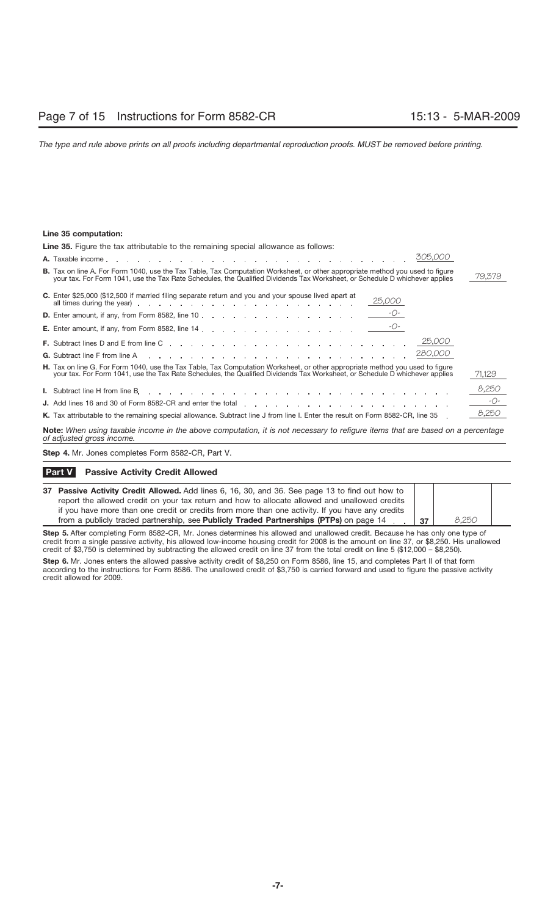**Line 35 computation:**

**Line 35.** Figure the tax attributable to the remaining special allowance as follows:

| | | | |
|---|---|---|---|
| **A.** Taxable income | | 305,000 | |
| **B.** Tax on line A. For Form 1040, use the Tax Table, Tax Computation Worksheet, or other appropriate method you used to figure your tax. For Form 1041, use the Tax Rate Schedules, the Qualified Dividends Tax Worksheet, or Schedule D whichever applies | | | 79,379 |
| **C.** Enter $25,000 ($12,500 if married filing separate return and you and your spouse lived apart at all times during the year) | 25,000 | | |
| **D.** Enter amount, if any, from Form 8582, line 10 | -0- | | |
| **E.** Enter amount, if any, from Form 8582, line 14 | -0- | | |
| **F.** Subtract lines D and E from line C | | 25,000 | |
| **G.** Subtract line F from line A | | 280,000 | |
| **H.** Tax on line G. For Form 1040, use the Tax Table, Tax Computation Worksheet, or other appropriate method you used to figure your tax. For Form 1041, use the Tax Rate Schedules, the Qualified Dividends Tax Worksheet, or Schedule D whichever applies | | | 71,129 |
| **I.** Subtract line H from line B | | | 8,250 |
| **J.** Add lines 16 and 30 of Form 8582-CR and enter the total | | | -0- |
| **K.** Tax attributable to the remaining special allowance. Subtract line J from line I. Enter the result on Form 8582-CR, line 35 | | | 8,250 |

**Note:** *When using taxable income in the above computation, it is not necessary to refigure items that are based on a percentage of adjusted gross income.*

**Step 4.** Mr. Jones completes Form 8582-CR, Part V.

## Part V Passive Activity Credit Allowed

| | | |
|---|---|---|
| **37 Passive Activity Credit Allowed.** Add lines 6, 16, 30, and 36. See page 13 to find out how to report the allowed credit on your tax return and how to allocate allowed and unallowed credits if you have more than one credit or credits from more than one activity. If you have any credits from a publicly traded partnership, see **Publicly Traded Partnerships (PTPs)** on page 14 | 37 | 8,250 |

**Step 5.** After completing Form 8582-CR, Mr. Jones determines his allowed and unallowed credit. Because he has only one type of credit from a single passive activity, his allowed low-income housing credit for 2008 is the amount on line 37, or $8,250. His unallowed credit of $3,750 is determined by subtracting the allowed credit on line 37 from the total credit on line 5 ($12,000 − $8,250).

**Step 6.** Mr. Jones enters the allowed passive activity credit of $8,250 on Form 8586, line 15, and completes Part II of that form according to the instructions for Form 8586. The unallowed credit of $3,750 is carried forward and used to figure the passive activity credit allowed for 2009.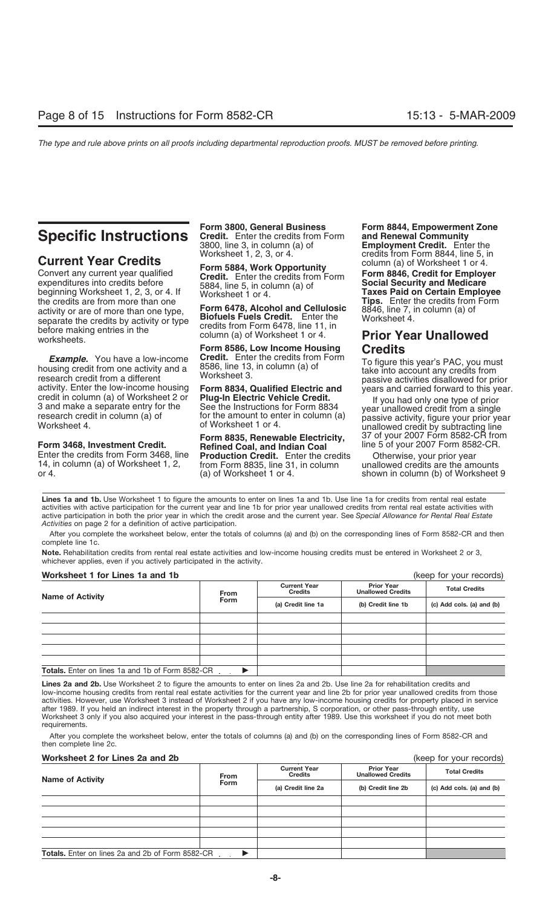# Specific Instructions

## Current Year Credits

Convert any current year qualified expenditures into credits before beginning Worksheet 1, 2, 3, or 4. If the credits are from more than one activity or are of more than one type, separate the credits by activity or type before making entries in the worksheets.

***Example.*** You have a low-income housing credit from one activity and a research credit from a different activity. Enter the low-income housing credit in column (a) of Worksheet 2 or 3 and make a separate entry for the research credit in column (a) of Worksheet 4.

**Form 3468, Investment Credit.** Enter the credits from Form 3468, line 14, in column (a) of Worksheet 1, 2, or 4.

**Form 3800, General Business Credit.** Enter the credits from Form 3800, line 3, in column (a) of Worksheet 1, 2, 3, or 4.

**Form 5884, Work Opportunity Credit.** Enter the credits from Form 5884, line 5, in column (a) of Worksheet 1 or 4.

**Form 6478, Alcohol and Cellulosic Biofuels Fuels Credit.** Enter the credits from Form 6478, line 11, in column (a) of Worksheet 1 or 4.

**Form 8586, Low Income Housing Credit.** Enter the credits from Form 8586, line 13, in column (a) of Worksheet 3.

**Form 8834, Qualified Electric and Plug-In Electric Vehicle Credit.** See the Instructions for Form 8834 for the amount to enter in column (a) of Worksheet 1 or 4.

**Form 8835, Renewable Electricity, Refined Coal, and Indian Coal Production Credit.** Enter the credits from Form 8835, line 31, in column (a) of Worksheet 1 or 4.

**Form 8844, Empowerment Zone and Renewal Community Employment Credit.** Enter the credits from Form 8844, line 5, in column (a) of Worksheet 1 or 4.

**Form 8846, Credit for Employer Social Security and Medicare Taxes Paid on Certain Employee Tips.** Enter the credits from Form 8846, line 7, in column (a) of Worksheet 4.

## Prior Year Unallowed Credits

To figure this year's PAC, you must take into account any credits from passive activities disallowed for prior years and carried forward to this year.

If you had only one type of prior year unallowed credit from a single passive activity, figure your prior year unallowed credit by subtracting line 37 of your 2007 Form 8582-CR from line 5 of your 2007 Form 8582-CR.

Otherwise, your prior year unallowed credits are the amounts shown in column (b) of Worksheet 9

**Lines 1a and 1b.** Use Worksheet 1 to figure the amounts to enter on lines 1a and 1b. Use line 1a for credits from rental real estate activities with active participation for the current year and line 1b for prior year unallowed credits from rental real estate activities with active participation in both the prior year in which the credit arose and the current year. See *Special Allowance for Rental Real Estate Activities* on page 2 for a definition of active participation.

After you complete the worksheet below, enter the totals of columns (a) and (b) on the corresponding lines of Form 8582-CR and then complete line 1c.

**Note.** Rehabilitation credits from rental real estate activities and low-income housing credits must be entered in Worksheet 2 or 3, whichever applies, even if you actively participated in the activity.

**Worksheet 1 for Lines 1a and 1b** (keep for your records)

| Name of Activity | From Form | Current Year Credits | Prior Year Unallowed Credits | Total Credits |
|---|---|---|---|---|
| | | (a) Credit line 1a | (b) Credit line 1b | (c) Add cols. (a) and (b) |
| | | | | |
| | | | | |
| | | | | |
| | | | | |
| **Totals.** Enter on lines 1a and 1b of Form 8582-CR . . ▶ | | | | |

**Lines 2a and 2b.** Use Worksheet 2 to figure the amounts to enter on lines 2a and 2b. Use line 2a for rehabilitation credits and low-income housing credits from rental real estate activities for the current year and line 2b for prior year unallowed credits from those activities. However, use Worksheet 3 instead of Worksheet 2 if you have any low-income housing credits for property placed in service after 1989. If you held an indirect interest in the property through a partnership, S corporation, or other pass-through entity, use Worksheet 3 only if you also acquired your interest in the pass-through entity after 1989. Use this worksheet if you do not meet both requirements.

After you complete the worksheet below, enter the totals of columns (a) and (b) on the corresponding lines of Form 8582-CR and then complete line 2c.

**Worksheet 2 for Lines 2a and 2b** (keep for your records)

| Name of Activity | From Form | Current Year Credits | Prior Year Unallowed Credits | Total Credits |
|---|---|---|---|---|
| | | (a) Credit line 2a | (b) Credit line 2b | (c) Add cols. (a) and (b) |
| | | | | |
| | | | | |
| | | | | |
| | | | | |
| **Totals.** Enter on lines 2a and 2b of Form 8582-CR . . ▶ | | | | |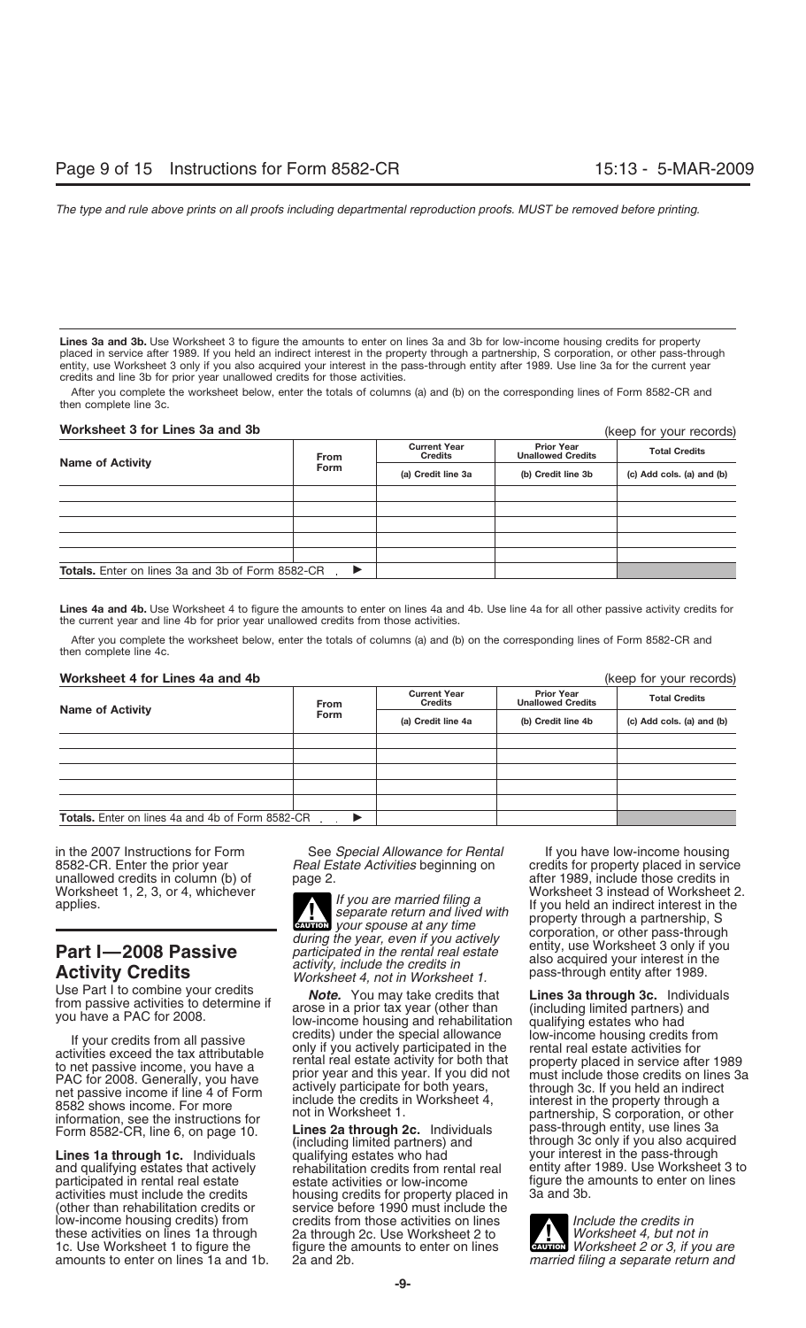**Lines 3a and 3b.** Use Worksheet 3 to figure the amounts to enter on lines 3a and 3b for low-income housing credits for property placed in service after 1989. If you held an indirect interest in the property through a partnership, S corporation, or other pass-through entity, use Worksheet 3 only if you also acquired your interest in the pass-through entity after 1989. Use line 3a for the current year credits and line 3b for prior year unallowed credits for those activities.

After you complete the worksheet below, enter the totals of columns (a) and (b) on the corresponding lines of Form 8582-CR and then complete line 3c.

**Worksheet 3 for Lines 3a and 3b** (keep for your records)

| Name of Activity | From Form | Current Year Credits | Prior Year Unallowed Credits | Total Credits |
|---|---|---|---|---|
| | | (a) Credit line 3a | (b) Credit line 3b | (c) Add cols. (a) and (b) |
| | | | | |
| | | | | |
| | | | | |
| | | | | |
| **Totals.** Enter on lines 3a and 3b of Form 8582-CR . ▶ | | | | |

**Lines 4a and 4b.** Use Worksheet 4 to figure the amounts to enter on lines 4a and 4b. Use line 4a for all other passive activity credits for the current year and line 4b for prior year unallowed credits from those activities.

After you complete the worksheet below, enter the totals of columns (a) and (b) on the corresponding lines of Form 8582-CR and then complete line 4c.

**Worksheet 4 for Lines 4a and 4b** (keep for your records)

| Name of Activity | From Form | Current Year Credits | Prior Year Unallowed Credits | Total Credits |
|---|---|---|---|---|
| | | (a) Credit line 4a | (b) Credit line 4b | (c) Add cols. (a) and (b) |
| | | | | |
| | | | | |
| | | | | |
| | | | | |
| **Totals.** Enter on lines 4a and 4b of Form 8582-CR . . ▶ | | | | |

in the 2007 Instructions for Form 8582-CR. Enter the prior year unallowed credits in column (b) of Worksheet 1, 2, 3, or 4, whichever applies.

## Part I—2008 Passive Activity Credits

Use Part I to combine your credits from passive activities to determine if you have a PAC for 2008.

If your credits from all passive activities exceed the tax attributable to net passive income, you have a PAC for 2008. Generally, you have net passive income if line 4 of Form 8582 shows income. For more information, see the instructions for Form 8582-CR, line 6, on page 10.

**Lines 1a through 1c.** Individuals and qualifying estates that actively participated in rental real estate activities must include the credits (other than rehabilitation credits or low-income housing credits) from these activities on lines 1a through 1c. Use Worksheet 1 to figure the amounts to enter on lines 1a and 1b.

See *Special Allowance for Rental Real Estate Activities* beginning on page 2.

**CAUTION** *If you are married filing a separate return and lived with your spouse at any time during the year, even if you actively participated in the rental real estate activity, include the credits in Worksheet 4, not in Worksheet 1.*

***Note.*** You may take credits that arose in a prior tax year (other than low-income housing and rehabilitation credits) under the special allowance only if you actively participated in the rental real estate activity for both that prior year and this year. If you did not actively participate for both years, include the credits in Worksheet 4, not in Worksheet 1.

**Lines 2a through 2c.** Individuals (including limited partners) and qualifying estates who had rehabilitation credits from rental real estate activities or low-income housing credits for property placed in service before 1990 must include the credits from those activities on lines 2a through 2c. Use Worksheet 2 to figure the amounts to enter on lines 2a and 2b.

If you have low-income housing credits for property placed in service after 1989, include those credits in Worksheet 3 instead of Worksheet 2. If you held an indirect interest in the property through a partnership, S corporation, or other pass-through entity, use Worksheet 3 only if you also acquired your interest in the pass-through entity after 1989.

**Lines 3a through 3c.** Individuals (including limited partners) and qualifying estates who had low-income housing credits from rental real estate activities for property placed in service after 1989 must include those credits on lines 3a through 3c. If you held an indirect interest in the property through a partnership, S corporation, or other pass-through entity, use lines 3a through 3c only if you also acquired your interest in the pass-through entity after 1989. Use Worksheet 3 to figure the amounts to enter on lines 3a and 3b.

**CAUTION** *Include the credits in Worksheet 4, but not in Worksheet 2 or 3, if you are married filing a separate return and*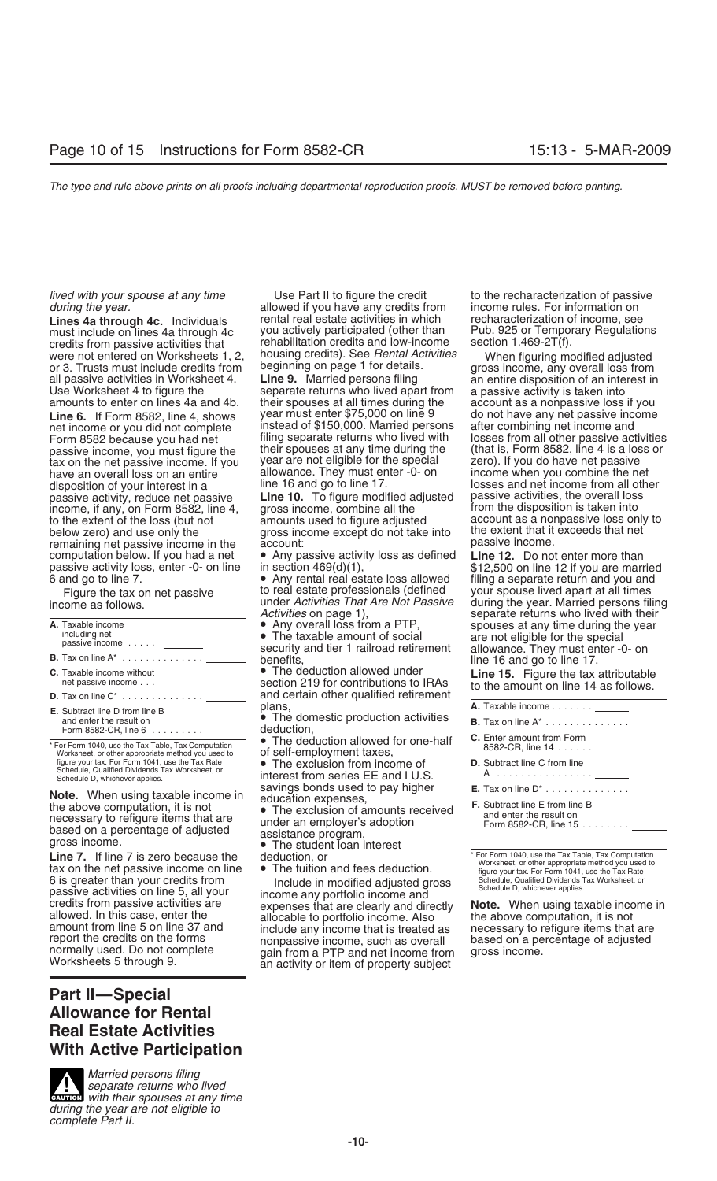*lived with your spouse at any time during the year.*

**Lines 4a through 4c.** Individuals must include on lines 4a through 4c credits from passive activities that were not entered on Worksheets 1, 2, or 3. Trusts must include credits from all passive activities in Worksheet 4. Use Worksheet 4 to figure the amounts to enter on lines 4a and 4b.

**Line 6.** If Form 8582, line 4, shows net income or you did not complete Form 8582 because you had net passive income, you must figure the tax on the net passive income. If you have an overall loss on an entire disposition of your interest in a passive activity, reduce net passive income, if any, on Form 8582, line 4, to the extent of the loss (but not below zero) and use only the remaining net passive income in the computation below. If you had a net passive activity loss, enter -0- on line 6 and go to line 7.

Figure the tax on net passive income as follows.

| | |
|---|---|
| **A.** Taxable income including net passive income . . . . . | |
| **B.** Tax on line A* . . . . . . . . . . . . . . | |
| **C.** Taxable income without net passive income . . . | |
| **D.** Tax on line C* . . . . . . . . . . . . . . | |
| **E.** Subtract line D from line B and enter the result on Form 8582-CR, line 6 . . . . . . . . . | |

\* For Form 1040, use the Tax Table, Tax Computation Worksheet, or other appropriate method you used to figure your tax. For Form 1041, use the Tax Rate Schedule, Qualified Dividends Tax Worksheet, or Schedule D, whichever applies.

**Note.** When using taxable income in the above computation, it is not necessary to refigure items that are based on a percentage of adjusted gross income.

**Line 7.** If line 7 is zero because the tax on the net passive income on line 6 is greater than your credits from passive activities on line 5, all your credits from passive activities are allowed. In this case, enter the amount from line 5 on line 37 and report the credits on the forms normally used. Do not complete Worksheets 5 through 9.

## Part II—Special Allowance for Rental Real Estate Activities With Active Participation

**CAUTION** *Married persons filing separate returns who lived with their spouses at any time during the year are not eligible to complete Part II.*

Use Part II to figure the credit allowed if you have any credits from rental real estate activities in which you actively participated (other than rehabilitation credits and low-income housing credits). See *Rental Activities* beginning on page 1 for details.

**Line 9.** Married persons filing separate returns who lived apart from their spouses at all times during the year must enter $75,000 on line 9 instead of $150,000. Married persons filing separate returns who lived with their spouses at any time during the year are not eligible for the special allowance. They must enter -0- on line 16 and go to line 17.

**Line 10.** To figure modified adjusted gross income, combine all the amounts used to figure adjusted gross income except do not take into account:

- Any passive activity loss as defined in section 469(d)(1),
- Any rental real estate loss allowed to real estate professionals (defined under *Activities That Are Not Passive Activities* on page 1),
- Any overall loss from a PTP,
- The taxable amount of social security and tier 1 railroad retirement benefits,
- The deduction allowed under section 219 for contributions to IRAs and certain other qualified retirement plans,
- The domestic production activities deduction,
- The deduction allowed for one-half of self-employment taxes,
- The exclusion from income of interest from series EE and I U.S. savings bonds used to pay higher education expenses,
- The exclusion of amounts received under an employer's adoption assistance program,
- The student loan interest deduction, or
- The tuition and fees deduction.

Include in modified adjusted gross income any portfolio income and expenses that are clearly and directly allocable to portfolio income. Also include any income that is treated as nonpassive income, such as overall gain from a PTP and net income from an activity or item of property subject to the recharacterization of passive income rules. For information on recharacterization of income, see Pub. 925 or Temporary Regulations section 1.469-2T(f).

When figuring modified adjusted gross income, any overall loss from an entire disposition of an interest in a passive activity is taken into account as a nonpassive loss if you do not have any net passive income after combining net income and losses from all other passive activities (that is, Form 8582, line 4 is a loss or zero). If you do have net passive income when you combine the net losses and net income from all other passive activities, the overall loss from the disposition is taken into account as a nonpassive loss only to the extent that it exceeds that net passive income.

**Line 12.** Do not enter more than $12,500 on line 12 if you are married filing a separate return and you and your spouse lived apart at all times during the year. Married persons filing separate returns who lived with their spouses at any time during the year are not eligible for the special allowance. They must enter -0- on line 16 and go to line 17.

**Line 15.** Figure the tax attributable to the amount on line 14 as follows.

| | |
|---|---|
| **A.** Taxable income . . . . . . . | |
| **B.** Tax on line A* . . . . . . . . . . . . . . | |
| **C.** Enter amount from Form 8582-CR, line 14 . . . . . . | |
| **D.** Subtract line C from line A . . . . . . . . . . . . . . . . | |
| **E.** Tax on line D* . . . . . . . . . . . . . . | |
| **F.** Subtract line E from line B and enter the result on Form 8582-CR, line 15 . . . . . . . . | |

\* For Form 1040, use the Tax Table, Tax Computation Worksheet, or other appropriate method you used to figure your tax. For Form 1041, use the Tax Rate Schedule, Qualified Dividends Tax Worksheet, or Schedule D, whichever applies.

**Note.** When using taxable income in the above computation, it is not necessary to refigure items that are based on a percentage of adjusted gross income.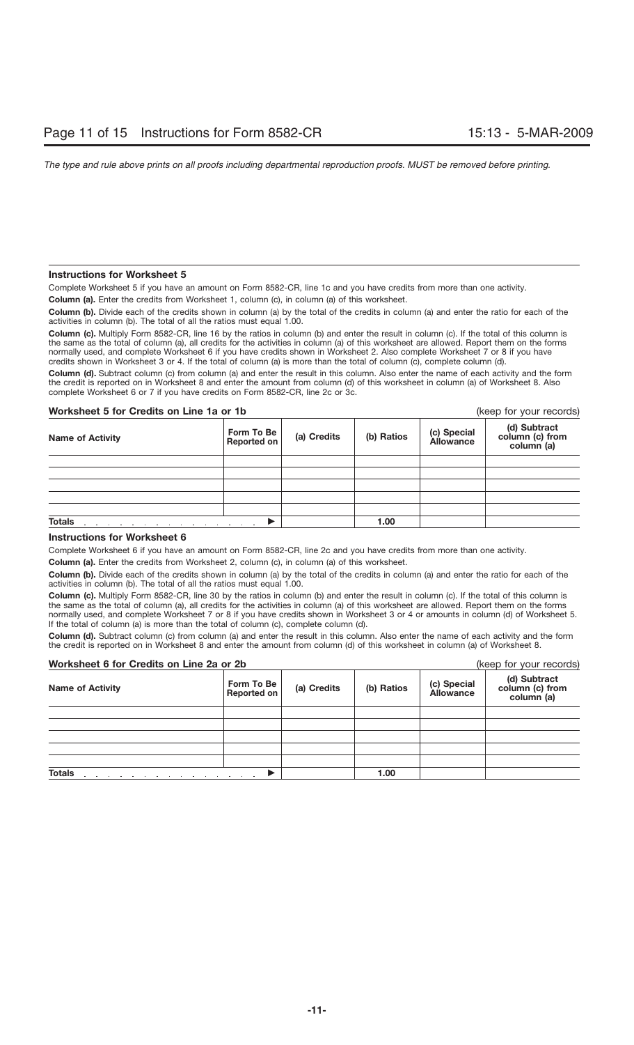The type and rule above prints on all proofs including departmental reproduction proofs. MUST be removed before printing.

### Instructions for Worksheet 5

Complete Worksheet 5 if you have an amount on Form 8582-CR, line 1c and you have credits from more than one activity.

**Column (a).** Enter the credits from Worksheet 1, column (c), in column (a) of this worksheet.

**Column (b).** Divide each of the credits shown in column (a) by the total of the credits in column (a) and enter the ratio for each of the activities in column (b). The total of all the ratios must equal 1.00.

**Column (c).** Multiply Form 8582-CR, line 16 by the ratios in column (b) and enter the result in column (c). If the total of this column is the same as the total of column (a), all credits for the activities in column (a) of this worksheet are allowed. Report them on the forms normally used, and complete Worksheet 6 if you have credits shown in Worksheet 2. Also complete Worksheet 7 or 8 if you have credits shown in Worksheet 3 or 4. If the total of column (a) is more than the total of column (c), complete column (d).

**Column (d).** Subtract column (c) from column (a) and enter the result in this column. Also enter the name of each activity and the form the credit is reported on in Worksheet 8 and enter the amount from column (d) of this worksheet in column (a) of Worksheet 8. Also complete Worksheet 6 or 7 if you have credits on Form 8582-CR, line 2c or 3c.

**Worksheet 5 for Credits on Line 1a or 1b** (keep for your records)

| Name of Activity | Form To Be Reported on | (a) Credits | (b) Ratios | (c) Special Allowance | (d) Subtract column (c) from column (a) |
|---|---|---|---|---|---|
| | | | | | |
| | | | | | |
| | | | | | |
| | | | | | |
| | | | | | |
| **Totals** . . . . . . . . . . . . . . . ▶ | | | 1.00 | | |

### Instructions for Worksheet 6

Complete Worksheet 6 if you have an amount on Form 8582-CR, line 2c and you have credits from more than one activity.

**Column (a).** Enter the credits from Worksheet 2, column (c), in column (a) of this worksheet.

**Column (b).** Divide each of the credits shown in column (a) by the total of the credits in column (a) and enter the ratio for each of the activities in column (b). The total of all the ratios must equal 1.00.

**Column (c).** Multiply Form 8582-CR, line 30 by the ratios in column (b) and enter the result in column (c). If the total of this column is the same as the total of column (a), all credits for the activities in column (a) of this worksheet are allowed. Report them on the forms normally used, and complete Worksheet 7 or 8 if you have credits shown in Worksheet 3 or 4 or amounts in column (d) of Worksheet 5. If the total of column (a) is more than the total of column (c), complete column (d).

**Column (d).** Subtract column (c) from column (a) and enter the result in this column. Also enter the name of each activity and the form the credit is reported on in Worksheet 8 and enter the amount from column (d) of this worksheet in column (a) of Worksheet 8.

**Worksheet 6 for Credits on Line 2a or 2b** (keep for your records)

| Name of Activity | Form To Be Reported on | (a) Credits | (b) Ratios | (c) Special Allowance | (d) Subtract column (c) from column (a) |
|---|---|---|---|---|---|
| | | | | | |
| | | | | | |
| | | | | | |
| | | | | | |
| | | | | | |
| **Totals** . . . . . . . . . . . . . . . ▶ | | | 1.00 | | |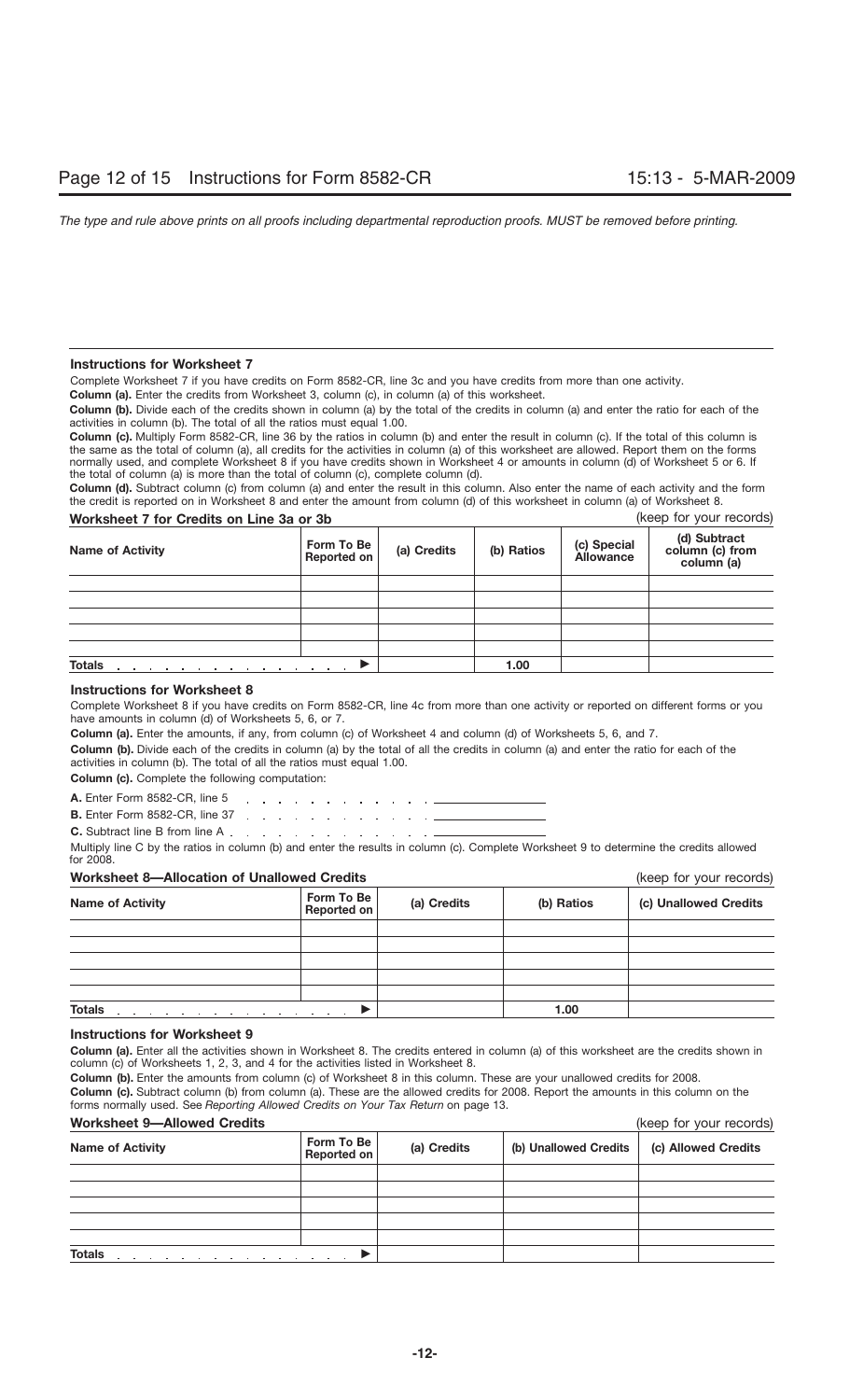### Instructions for Worksheet 7

Complete Worksheet 7 if you have credits on Form 8582-CR, line 3c and you have credits from more than one activity.

**Column (a).** Enter the credits from Worksheet 3, column (c), in column (a) of this worksheet.

**Column (b).** Divide each of the credits shown in column (a) by the total of the credits in column (a) and enter the ratio for each of the activities in column (b). The total of all the ratios must equal 1.00.

**Column (c).** Multiply Form 8582-CR, line 36 by the ratios in column (b) and enter the result in column (c). If the total of this column is the same as the total of column (a), all credits for the activities in column (a) of this worksheet are allowed. Report them on the forms normally used, and complete Worksheet 8 if you have credits shown in Worksheet 4 or amounts in column (d) of Worksheet 5 or 6. If the total of column (a) is more than the total of column (c), complete column (d).

**Column (d).** Subtract column (c) from column (a) and enter the result in this column. Also enter the name of each activity and the form the credit is reported on in Worksheet 8 and enter the amount from column (d) of this worksheet in column (a) of Worksheet 8.

**Worksheet 7 for Credits on Line 3a or 3b** (keep for your records)

| Name of Activity | Form To Be Reported on | (a) Credits | (b) Ratios | (c) Special Allowance | (d) Subtract column (c) from column (a) |
|---|---|---|---|---|---|
| | | | | | |
| | | | | | |
| | | | | | |
| | | | | | |
| | | | | | |
| **Totals** ▶ | | | 1.00 | | |

### Instructions for Worksheet 8

Complete Worksheet 8 if you have credits on Form 8582-CR, line 4c from more than one activity or reported on different forms or you have amounts in column (d) of Worksheets 5, 6, or 7.

**Column (a).** Enter the amounts, if any, from column (c) of Worksheet 4 and column (d) of Worksheets 5, 6, and 7.

**Column (b).** Divide each of the credits in column (a) by the total of all the credits in column (a) and enter the ratio for each of the activities in column (b). The total of all the ratios must equal 1.00.

**Column (c).** Complete the following computation:

**A.** Enter Form 8582-CR, line 5 . . . . . . . . . . . . ______

**B.** Enter Form 8582-CR, line 37 . . . . . . . . . . . ______

**C.** Subtract line B from line A . . . . . . . . . . . . ______

Multiply line C by the ratios in column (b) and enter the results in column (c). Complete Worksheet 9 to determine the credits allowed for 2008.

**Worksheet 8—Allocation of Unallowed Credits** (keep for your records)

| Name of Activity | Form To Be Reported on | (a) Credits | (b) Ratios | (c) Unallowed Credits |
|---|---|---|---|---|
| | | | | |
| | | | | |
| | | | | |
| | | | | |
| | | | | |
| **Totals** ▶ | | | 1.00 | |

### Instructions for Worksheet 9

**Column (a).** Enter all the activities shown in Worksheet 8. The credits entered in column (a) of this worksheet are the credits shown in column (c) of Worksheets 1, 2, 3, and 4 for the activities listed in Worksheet 8.

**Column (b).** Enter the amounts from column (c) of Worksheet 8 in this column. These are your unallowed credits for 2008.

**Column (c).** Subtract column (b) from column (a). These are the allowed credits for 2008. Report the amounts in this column on the forms normally used. See *Reporting Allowed Credits on Your Tax Return* on page 13.

**Worksheet 9—Allowed Credits** (keep for your records)

| Name of Activity | Form To Be Reported on | (a) Credits | (b) Unallowed Credits | (c) Allowed Credits |
|---|---|---|---|---|
| | | | | |
| | | | | |
| | | | | |
| | | | | |
| | | | | |
| **Totals** ▶ | | | | |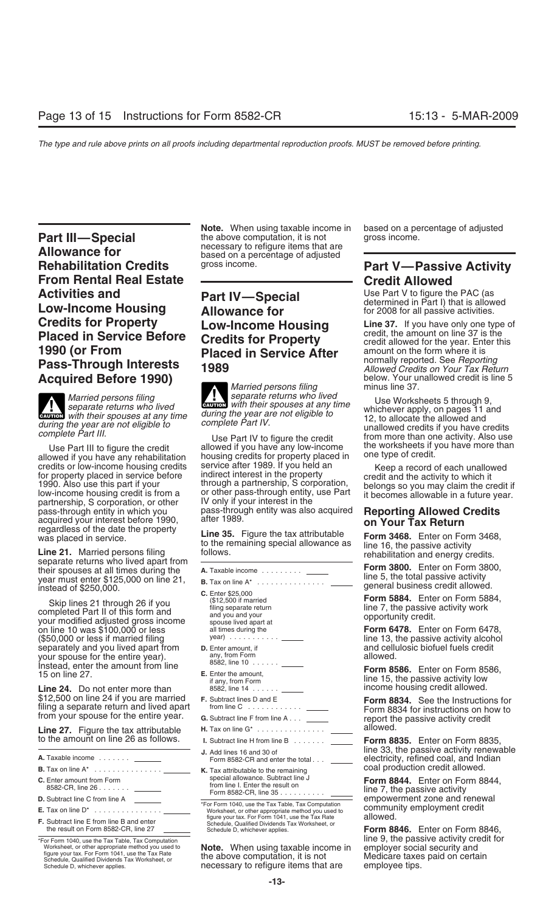## Part III—Special Allowance for Rehabilitation Credits From Rental Real Estate Activities and Low-Income Housing Credits for Property Placed in Service Before 1990 (or From Pass-Through Interests Acquired Before 1990)

**CAUTION** *Married persons filing separate returns who lived with their spouses at any time during the year are not eligible to complete Part III.*

Use Part III to figure the credit allowed if you have any rehabilitation credits or low-income housing credits for property placed in service before 1990. Also use this part if your low-income housing credit is from a partnership, S corporation, or other pass-through entity in which you acquired your interest before 1990, regardless of the date the property was placed in service.

**Line 21.** Married persons filing separate returns who lived apart from their spouses at all times during the year must enter $125,000 on line 21, instead of $250,000.

Skip lines 21 through 26 if you completed Part II of this form and your modified adjusted gross income on line 10 was $100,000 or less ($50,000 or less if married filing separately and you lived apart from your spouse for the entire year). Instead, enter the amount from line 15 on line 27.

**Line 24.** Do not enter more than $12,500 on line 24 if you are married filing a separate return and lived apart from your spouse for the entire year.

**Line 27.** Figure the tax attributable to the amount on line 26 as follows.

| | | |
|---|---|---|
| **A.** Taxable income . . . . . . . | ______ | |
| **B.** Tax on line A* . . . . . . . . . . . . . . . | | ______ |
| **C.** Enter amount from Form 8582-CR, line 26 . . . . . . . | ______ | |
| **D.** Subtract line C from line A | ______ | |
| **E.** Tax on line D* . . . . . . . . . . . . . . . | | ______ |
| **F.** Subtract line E from line B and enter the result on Form 8582-CR, line 27 | | ______ |

*For Form 1040, use the Tax Table, Tax Computation Worksheet, or other appropriate method you used to figure your tax. For Form 1041, use the Tax Rate Schedule, Qualified Dividends Tax Worksheet, or Schedule D, whichever applies.

**Note.** When using taxable income in the above computation, it is not necessary to refigure items that are based on a percentage of adjusted gross income.

## Part IV—Special Allowance for Low-Income Housing Credits for Property Placed in Service After 1989

**CAUTION** *Married persons filing separate returns who lived with their spouses at any time during the year are not eligible to complete Part IV.*

Use Part IV to figure the credit allowed if you have any low-income housing credits for property placed in service after 1989. If you held an indirect interest in the property through a partnership, S corporation, or other pass-through entity, use Part IV only if your interest in the pass-through entity was also acquired after 1989.

**Line 35.** Figure the tax attributable to the remaining special allowance as follows.

| | | |
|---|---|---|
| **A.** Taxable income . . . . . . . . . | ______ | |
| **B.** Tax on line A* . . . . . . . . . . . . . . . | | ______ |
| **C.** Enter $25,000 ($12,500 if married filing separate return and you and your spouse lived apart at all times during the year) . . . . . . . . . . . | ______ | |
| **D.** Enter amount, if any, from Form 8582, line 10 . . . . . . | ______ | |
| **E.** Enter the amount, if any, from Form 8582, line 14 . . . . . . | ______ | |
| **F.** Subtract lines D and E from line C . . . . . . . . . . . | ______ | |
| **G.** Subtract line F from line A . . . | ______ | |
| **H.** Tax on line G* . . . . . . . . . . . . . . . | | ______ |
| **I.** Subtract line H from line B . . . . . . . | | ______ |
| **J.** Add lines 16 and 30 of Form 8582-CR and enter the total . . . | | ______ |
| **K.** Tax attributable to the remaining special allowance. Subtract line J from line I. Enter the result on Form 8582-CR, line 35 . . . . . . . . . . | | ______ |

*For Form 1040, use the Tax Table, Tax Computation Worksheet, or other appropriate method you used to figure your tax. For Form 1041, use the Tax Rate Schedule, Qualified Dividends Tax Worksheet, or Schedule D, whichever applies.

**Note.** When using taxable income in the above computation, it is not necessary to refigure items that are based on a percentage of adjusted gross income.

## Part V—Passive Activity Credit Allowed

Use Part V to figure the PAC (as determined in Part I) that is allowed for 2008 for all passive activities.

**Line 37.** If you have only one type of credit, the amount on line 37 is the credit allowed for the year. Enter this amount on the form where it is normally reported. See *Reporting Allowed Credits on Your Tax Return* below. Your unallowed credit is line 5 minus line 37.

Use Worksheets 5 through 9, whichever apply, on pages 11 and 12, to allocate the allowed and unallowed credits if you have credits from more than one activity. Also use the worksheets if you have more than one type of credit.

Keep a record of each unallowed credit and the activity to which it belongs so you may claim the credit if it becomes allowable in a future year.

### Reporting Allowed Credits on Your Tax Return

**Form 3468.** Enter on Form 3468, line 16, the passive activity rehabilitation and energy credits.

**Form 3800.** Enter on Form 3800, line 5, the total passive activity general business credit allowed.

**Form 5884.** Enter on Form 5884, line 7, the passive activity work opportunity credit.

**Form 6478.** Enter on Form 6478, line 13, the passive activity alcohol and cellulosic biofuel fuels credit allowed.

**Form 8586.** Enter on Form 8586, line 15, the passive activity low income housing credit allowed.

**Form 8834.** See the Instructions for Form 8834 for instructions on how to report the passive activity credit allowed.

**Form 8835.** Enter on Form 8835, line 33, the passive activity renewable electricity, refined coal, and Indian coal production credit allowed.

**Form 8844.** Enter on Form 8844, line 7, the passive activity empowerment zone and renewal community employment credit allowed.

**Form 8846.** Enter on Form 8846, line 9, the passive activity credit for employer social security and Medicare taxes paid on certain employee tips.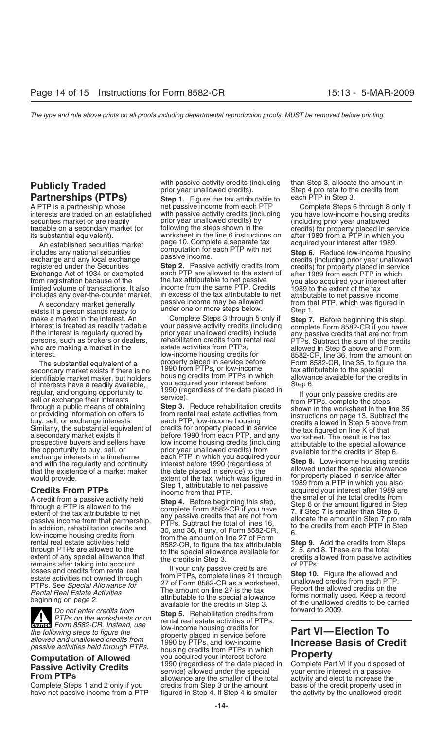## Publicly Traded Partnerships (PTPs)

A PTP is a partnership whose interests are traded on an established securities market or are readily tradable on a secondary market (or its substantial equivalent).

An established securities market includes any national securities exchange and any local exchange registered under the Securities Exchange Act of 1934 or exempted from registration because of the limited volume of transactions. It also includes any over-the-counter market.

A secondary market generally exists if a person stands ready to make a market in the interest. An interest is treated as readily tradable if the interest is regularly quoted by persons, such as brokers or dealers, who are making a market in the interest.

The substantial equivalent of a secondary market exists if there is no identifiable market maker, but holders of interests have a readily available, regular, and ongoing opportunity to sell or exchange their interests through a public means of obtaining or providing information on offers to buy, sell, or exchange interests. Similarly, the substantial equivalent of a secondary market exists if prospective buyers and sellers have the opportunity to buy, sell, or exchange interests in a timeframe and with the regularity and continuity that the existence of a market maker would provide.

### Credits From PTPs

A credit from a passive activity held through a PTP is allowed to the extent of the tax attributable to net passive income from that partnership. In addition, rehabilitation credits and low-income housing credits from rental real estate activities held through PTPs are allowed to the extent of any special allowance that remains after taking into account losses and credits from rental real estate activities not owned through PTPs. See *Special Allowance for Rental Real Estate Activities* beginning on page 2.

**CAUTION** *Do not enter credits from PTPs on the worksheets or on Form 8582-CR. Instead, use the following steps to figure the allowed and unallowed credits from passive activities held through PTPs.*

### Computation of Allowed Passive Activity Credits From PTPs

Complete Steps 1 and 2 only if you have net passive income from a PTP with passive activity credits (including prior year unallowed credits).

**Step 1.** Figure the tax attributable to net passive income from each PTP with passive activity credits (including prior year unallowed credits) by following the steps shown in the worksheet in the line 6 instructions on page 10. Complete a separate tax computation for each PTP with net passive income.

**Step 2.** Passive activity credits from each PTP are allowed to the extent of the tax attributable to net passive income from the same PTP. Credits in excess of the tax attributable to net passive income may be allowed under one or more steps below.

Complete Steps 3 through 5 only if your passive activity credits (including prior year unallowed credits) include rehabilitation credits from rental real estate activities from PTPs, low-income housing credits for property placed in service before 1990 from PTPs, or low-income housing credits from PTPs in which you acquired your interest before 1990 (regardless of the date placed in service).

**Step 3.** Reduce rehabilitation credits from rental real estate activities from each PTP, low-income housing credits for property placed in service before 1990 from each PTP, and any low income housing credits (including prior year unallowed credits) from each PTP in which you acquired your interest before 1990 (regardless of the date placed in service) to the extent of the tax, which was figured in Step 1, attributable to net passive income from that PTP.

**Step 4.** Before beginning this step, complete Form 8582-CR if you have any passive credits that are not from PTPs. Subtract the total of lines 16, 30, and 36, if any, of Form 8582-CR, from the amount on line 27 of Form 8582-CR, to figure the tax attributable to the special allowance available for the credits in Step 3.

If your only passive credits are from PTPs, complete lines 21 through 27 of Form 8582-CR as a worksheet. The amount on line 27 is the tax attributable to the special allowance available for the credits in Step 3.

**Step 5.** Rehabilitation credits from rental real estate activities of PTPs, low-income housing credits for property placed in service before 1990 by PTPs, and low-income housing credits from PTPs in which you acquired your interest before 1990 (regardless of the date placed in service) allowed under the special allowance are the smaller of the total credits from Step 3 or the amount figured in Step 4. If Step 4 is smaller than Step 3, allocate the amount in Step 4 pro rata to the credits from each PTP in Step 3.

Complete Steps 6 through 8 only if you have low-income housing credits (including prior year unallowed credits) for property placed in service after 1989 from a PTP in which you acquired your interest after 1989.

**Step 6.** Reduce low-income housing credits (including prior year unallowed credits) for property placed in service after 1989 from each PTP in which you also acquired your interest after 1989 to the extent of the tax attributable to net passive income from that PTP, which was figured in Step 1.

**Step 7.** Before beginning this step, complete Form 8582-CR if you have any passive credits that are not from PTPs. Subtract the sum of the credits allowed in Step 5 above and Form 8582-CR, line 36, from the amount on Form 8582-CR, line 35, to figure the tax attributable to the special allowance available for the credits in Step 6.

If your only passive credits are from PTPs, complete the steps shown in the worksheet in the line 35 instructions on page 13. Subtract the credits allowed in Step 5 above from the tax figured on line K of that worksheet. The result is the tax attributable to the special allowance available for the credits in Step 6.

**Step 8.** Low-income housing credits allowed under the special allowance for property placed in service after 1989 from a PTP in which you also acquired your interest after 1989 are the smaller of the total credits from Step 6 or the amount figured in Step 7. If Step 7 is smaller than Step 6, allocate the amount in Step 7 pro rata to the credits from each PTP in Step 6.

**Step 9.** Add the credits from Steps 2, 5, and 8. These are the total credits allowed from passive activities of PTPs.

**Step 10.** Figure the allowed and unallowed credits from each PTP. Report the allowed credits on the forms normally used. Keep a record of the unallowed credits to be carried forward to 2009.

## Part VI—Election To Increase Basis of Credit Property

Complete Part VI if you disposed of your entire interest in a passive activity and elect to increase the basis of the credit property used in the activity by the unallowed credit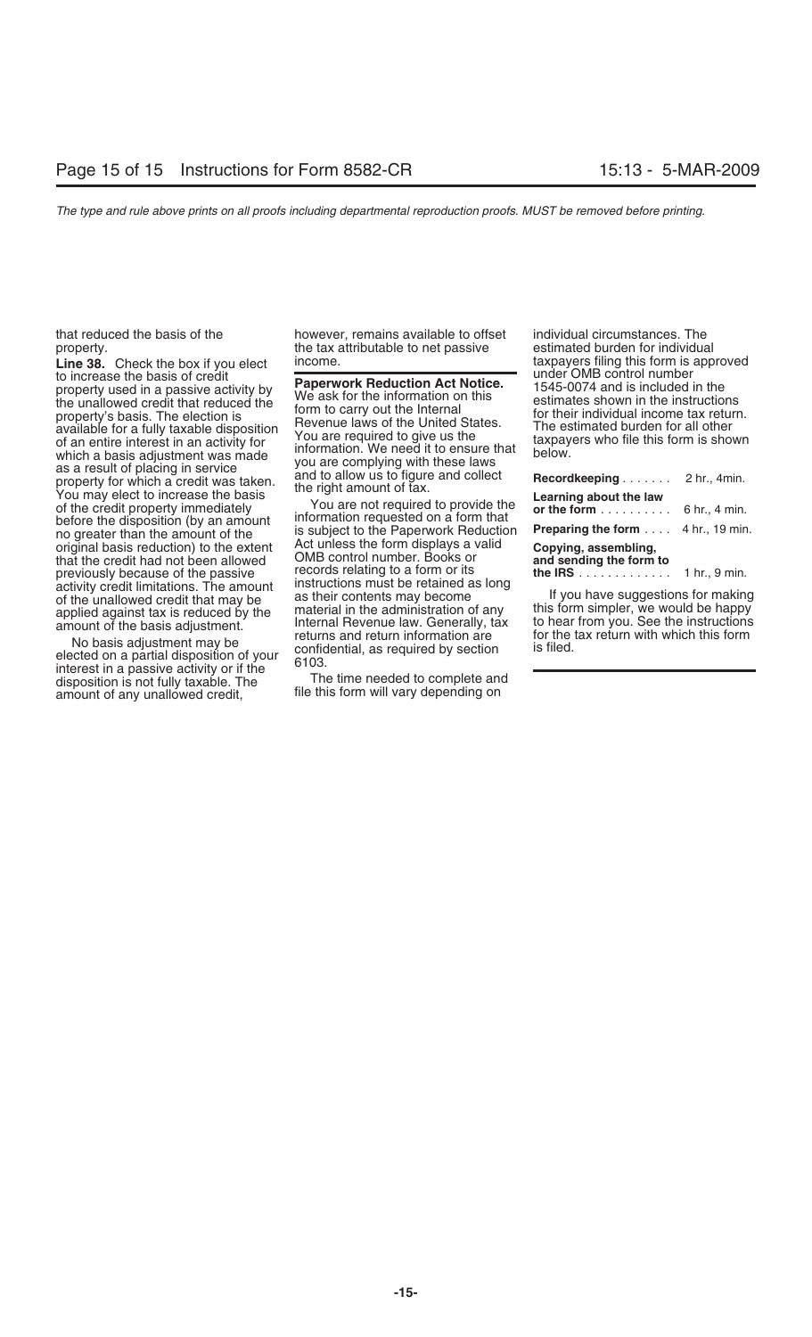that reduced the basis of the property.

**Line 38.** Check the box if you elect to increase the basis of credit property used in a passive activity by the unallowed credit that reduced the property's basis. The election is available for a fully taxable disposition of an entire interest in an activity for which a basis adjustment was made as a result of placing in service property for which a credit was taken. You may elect to increase the basis of the credit property immediately before the disposition (by an amount no greater than the amount of the original basis reduction) to the extent that the credit had not been allowed previously because of the passive activity credit limitations. The amount of the unallowed credit that may be applied against tax is reduced by the amount of the basis adjustment.

No basis adjustment may be elected on a partial disposition of your interest in a passive activity or if the disposition is not fully taxable. The amount of any unallowed credit, however, remains available to offset the tax attributable to net passive income.

**Paperwork Reduction Act Notice.** We ask for the information on this form to carry out the Internal Revenue laws of the United States. You are required to give us the information. We need it to ensure that you are complying with these laws and to allow us to figure and collect the right amount of tax.

You are not required to provide the information requested on a form that is subject to the Paperwork Reduction Act unless the form displays a valid OMB control number. Books or records relating to a form or its instructions must be retained as long as their contents may become material in the administration of any Internal Revenue law. Generally, tax returns and return information are confidential, as required by section 6103.

The time needed to complete and file this form will vary depending on individual circumstances. The estimated burden for individual taxpayers filing this form is approved under OMB control number 1545-0074 and is included in the estimates shown in the instructions for their individual income tax return. The estimated burden for all other taxpayers who file this form is shown below.

| | |
|---|---|
| **Recordkeeping** | 2 hr., 4min. |
| **Learning about the law or the form** | 6 hr., 4 min. |
| **Preparing the form** | 4 hr., 19 min. |
| **Copying, assembling, and sending the form to the IRS** | 1 hr., 9 min. |

If you have suggestions for making this form simpler, we would be happy to hear from you. See the instructions for the tax return with which this form is filed.